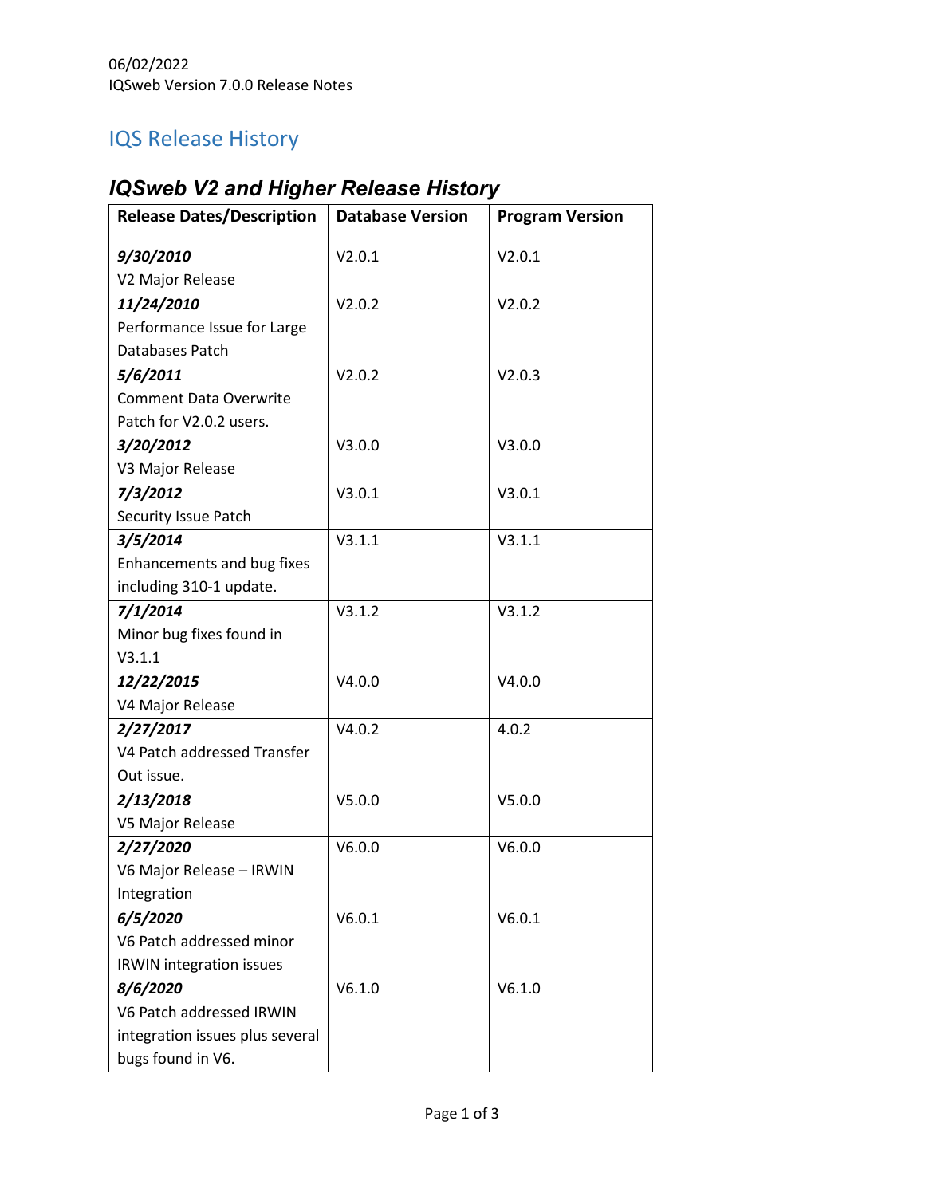06/02/2022
IQSweb Version 7.0.0 Release Notes

# IQS Release History

## *IQSweb V2 and Higher Release History*

| Release Dates/Description | Database Version | Program Version |
|---|---|---|
| ***9/30/2010*** V2 Major Release | V2.0.1 | V2.0.1 |
| ***11/24/2010*** Performance Issue for Large Databases Patch | V2.0.2 | V2.0.2 |
| ***5/6/2011*** Comment Data Overwrite Patch for V2.0.2 users. | V2.0.2 | V2.0.3 |
| ***3/20/2012*** V3 Major Release | V3.0.0 | V3.0.0 |
| ***7/3/2012*** Security Issue Patch | V3.0.1 | V3.0.1 |
| ***3/5/2014*** Enhancements and bug fixes including 310-1 update. | V3.1.1 | V3.1.1 |
| ***7/1/2014*** Minor bug fixes found in V3.1.1 | V3.1.2 | V3.1.2 |
| ***12/22/2015*** V4 Major Release | V4.0.0 | V4.0.0 |
| ***2/27/2017*** V4 Patch addressed Transfer Out issue. | V4.0.2 | 4.0.2 |
| ***2/13/2018*** V5 Major Release | V5.0.0 | V5.0.0 |
| ***2/27/2020*** V6 Major Release – IRWIN Integration | V6.0.0 | V6.0.0 |
| ***6/5/2020*** V6 Patch addressed minor IRWIN integration issues | V6.0.1 | V6.0.1 |
| ***8/6/2020*** V6 Patch addressed IRWIN integration issues plus several bugs found in V6. | V6.1.0 | V6.1.0 |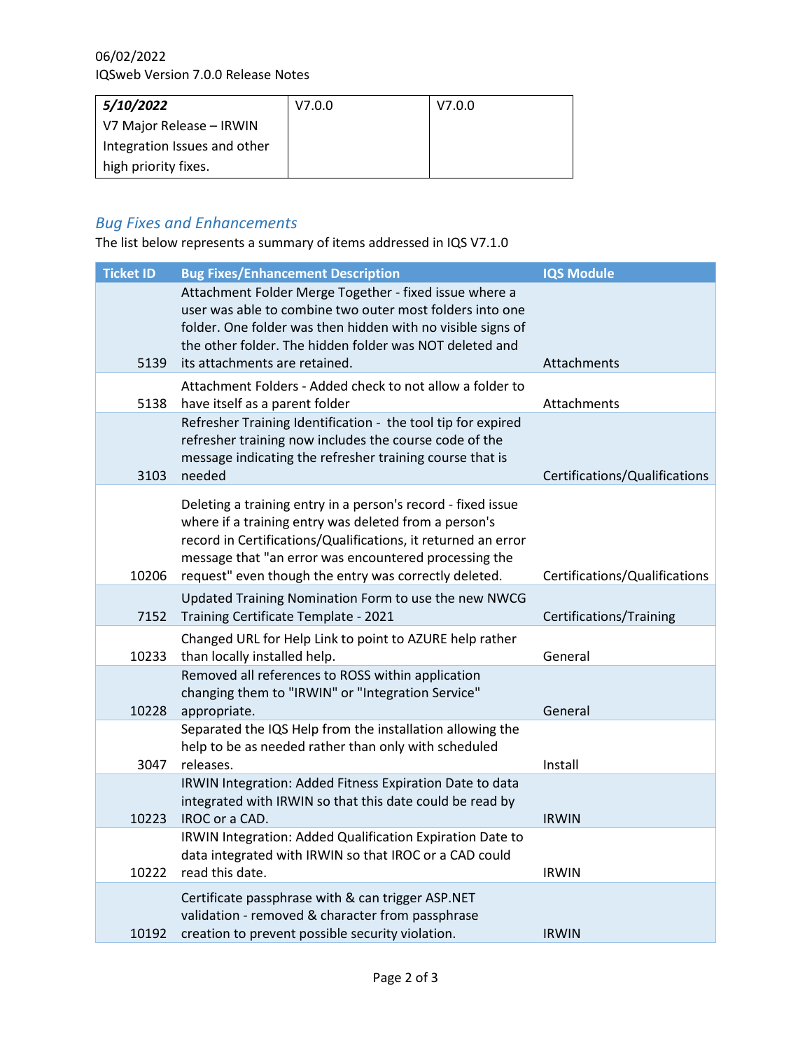| **5/10/2022** V7 Major Release – IRWIN Integration Issues and other high priority fixes. | V7.0.0 | V7.0.0 |
|---|---|---|

## *Bug Fixes and Enhancements*

The list below represents a summary of items addressed in IQS V7.1.0

| Ticket ID | Bug Fixes/Enhancement Description | IQS Module |
|---|---|---|
| 5139 | Attachment Folder Merge Together - fixed issue where a user was able to combine two outer most folders into one folder. One folder was then hidden with no visible signs of the other folder. The hidden folder was NOT deleted and its attachments are retained. | Attachments |
| 5138 | Attachment Folders - Added check to not allow a folder to have itself as a parent folder | Attachments |
| 3103 | Refresher Training Identification - the tool tip for expired refresher training now includes the course code of the message indicating the refresher training course that is needed | Certifications/Qualifications |
| 10206 | Deleting a training entry in a person's record - fixed issue where if a training entry was deleted from a person's record in Certifications/Qualifications, it returned an error message that "an error was encountered processing the request" even though the entry was correctly deleted. | Certifications/Qualifications |
| 7152 | Updated Training Nomination Form to use the new NWCG Training Certificate Template - 2021 | Certifications/Training |
| 10233 | Changed URL for Help Link to point to AZURE help rather than locally installed help. | General |
| 10228 | Removed all references to ROSS within application changing them to "IRWIN" or "Integration Service" appropriate. | General |
| 3047 | Separated the IQS Help from the installation allowing the help to be as needed rather than only with scheduled releases. | Install |
| 10223 | IRWIN Integration: Added Fitness Expiration Date to data integrated with IRWIN so that this date could be read by IROC or a CAD. | IRWIN |
| 10222 | IRWIN Integration: Added Qualification Expiration Date to data integrated with IRWIN so that IROC or a CAD could read this date. | IRWIN |
| 10192 | Certificate passphrase with & can trigger ASP.NET validation - removed & character from passphrase creation to prevent possible security violation. | IRWIN |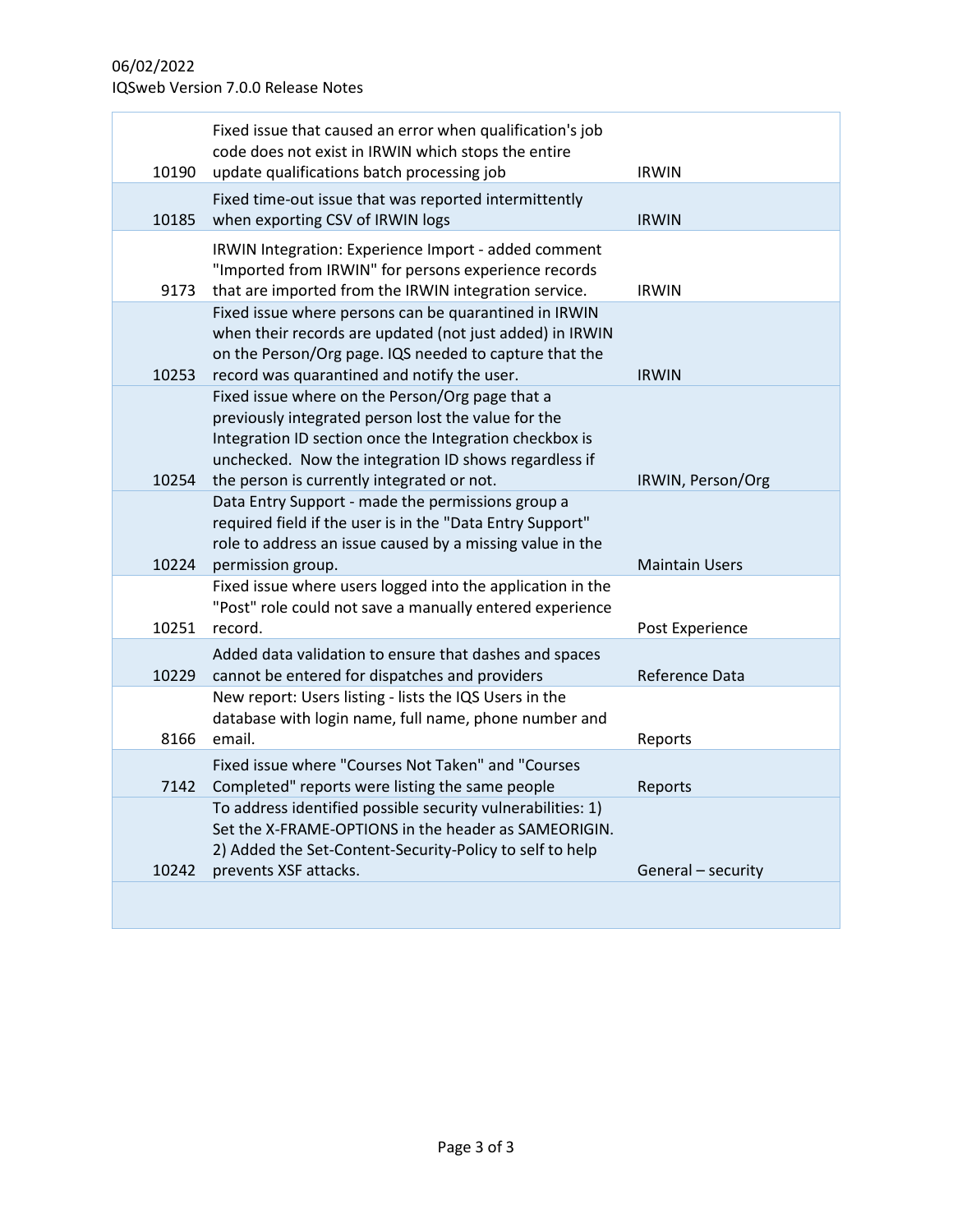| | | |
|---|---|---|
| 10190 | Fixed issue that caused an error when qualification's job code does not exist in IRWIN which stops the entire update qualifications batch processing job | IRWIN |
| 10185 | Fixed time-out issue that was reported intermittently when exporting CSV of IRWIN logs | IRWIN |
| 9173 | IRWIN Integration: Experience Import - added comment "Imported from IRWIN" for persons experience records that are imported from the IRWIN integration service. | IRWIN |
| 10253 | Fixed issue where persons can be quarantined in IRWIN when their records are updated (not just added) in IRWIN on the Person/Org page. IQS needed to capture that the record was quarantined and notify the user. | IRWIN |
| 10254 | Fixed issue where on the Person/Org page that a previously integrated person lost the value for the Integration ID section once the Integration checkbox is unchecked. Now the integration ID shows regardless if the person is currently integrated or not. | IRWIN, Person/Org |
| 10224 | Data Entry Support - made the permissions group a required field if the user is in the "Data Entry Support" role to address an issue caused by a missing value in the permission group. | Maintain Users |
| 10251 | Fixed issue where users logged into the application in the "Post" role could not save a manually entered experience record. | Post Experience |
| 10229 | Added data validation to ensure that dashes and spaces cannot be entered for dispatches and providers | Reference Data |
| 8166 | New report: Users listing - lists the IQS Users in the database with login name, full name, phone number and email. | Reports |
| 7142 | Fixed issue where "Courses Not Taken" and "Courses Completed" reports were listing the same people | Reports |
| 10242 | To address identified possible security vulnerabilities: 1) Set the X-FRAME-OPTIONS in the header as SAMEORIGIN. 2) Added the Set-Content-Security-Policy to self to help prevents XSF attacks. | General – security |
| | | |